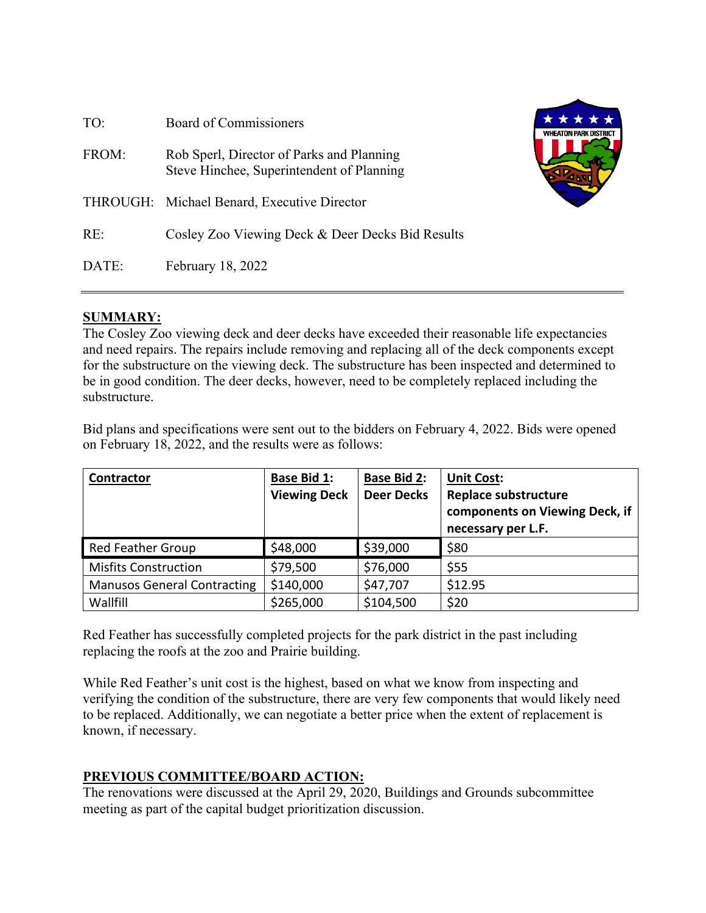| | |
|---|---|
| TO: | Board of Commissioners |
| FROM: | Rob Sperl, Director of Parks and Planning<br>Steve Hinchee, Superintendent of Planning |
| THROUGH: | Michael Benard, Executive Director |
| RE: | Cosley Zoo Viewing Deck & Deer Decks Bid Results |
| DATE: | February 18, 2022 |

## SUMMARY:

The Cosley Zoo viewing deck and deer decks have exceeded their reasonable life expectancies and need repairs. The repairs include removing and replacing all of the deck components except for the substructure on the viewing deck. The substructure has been inspected and determined to be in good condition. The deer decks, however, need to be completely replaced including the substructure.

Bid plans and specifications were sent out to the bidders on February 4, 2022. Bids were opened on February 18, 2022, and the results were as follows:

| **Contractor** | **Base Bid 1: Viewing Deck** | **Base Bid 2: Deer Decks** | **Unit Cost: Replace substructure components on Viewing Deck, if necessary per L.F.** |
|---|---|---|---|
| Red Feather Group | $48,000 | $39,000 | $80 |
| Misfits Construction | $79,500 | $76,000 | $55 |
| Manusos General Contracting | $140,000 | $47,707 | $12.95 |
| Wallfill | $265,000 | $104,500 | $20 |

Red Feather has successfully completed projects for the park district in the past including replacing the roofs at the zoo and Prairie building.

While Red Feather's unit cost is the highest, based on what we know from inspecting and verifying the condition of the substructure, there are very few components that would likely need to be replaced. Additionally, we can negotiate a better price when the extent of replacement is known, if necessary.

## PREVIOUS COMMITTEE/BOARD ACTION:

The renovations were discussed at the April 29, 2020, Buildings and Grounds subcommittee meeting as part of the capital budget prioritization discussion.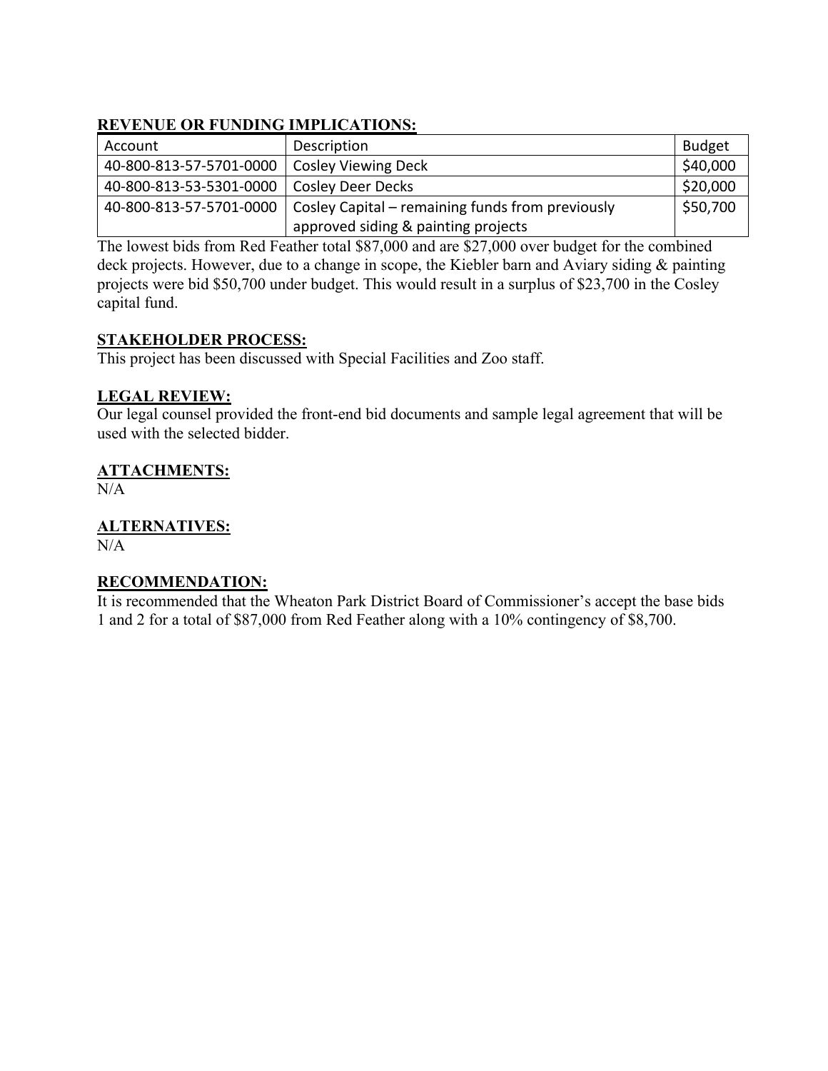**REVENUE OR FUNDING IMPLICATIONS:**

| Account | Description | Budget |
|---|---|---|
| 40-800-813-57-5701-0000 | Cosley Viewing Deck | $40,000 |
| 40-800-813-53-5301-0000 | Cosley Deer Decks | $20,000 |
| 40-800-813-57-5701-0000 | Cosley Capital – remaining funds from previously approved siding & painting projects | $50,700 |

The lowest bids from Red Feather total $87,000 and are $27,000 over budget for the combined deck projects. However, due to a change in scope, the Kiebler barn and Aviary siding & painting projects were bid $50,700 under budget. This would result in a surplus of $23,700 in the Cosley capital fund.

**STAKEHOLDER PROCESS:**

This project has been discussed with Special Facilities and Zoo staff.

**LEGAL REVIEW:**

Our legal counsel provided the front-end bid documents and sample legal agreement that will be used with the selected bidder.

**ATTACHMENTS:**

N/A

**ALTERNATIVES:**

N/A

**RECOMMENDATION:**

It is recommended that the Wheaton Park District Board of Commissioner's accept the base bids 1 and 2 for a total of $87,000 from Red Feather along with a 10% contingency of $8,700.